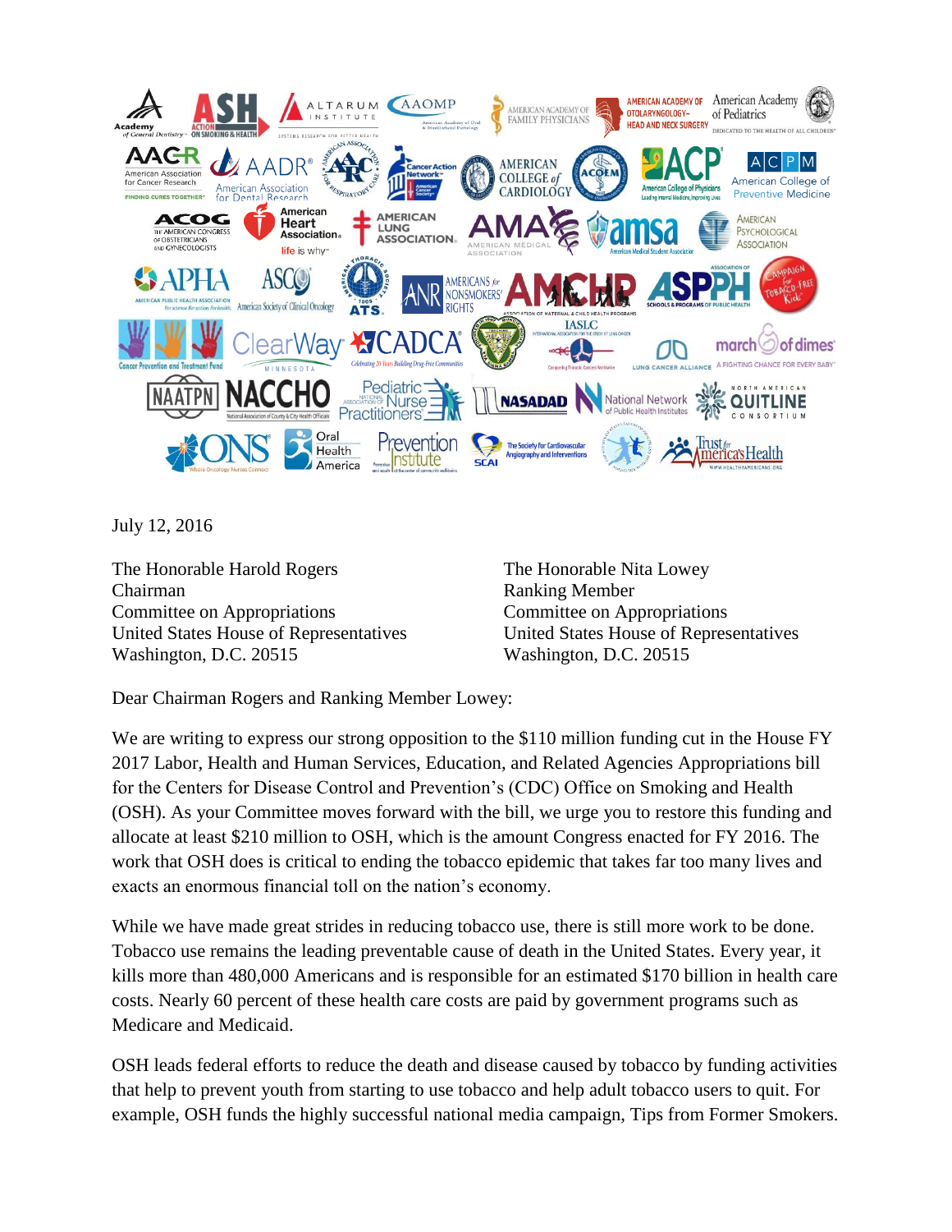July 12, 2016

The Honorable Harold Rogers
Chairman
Committee on Appropriations
United States House of Representatives
Washington, D.C. 20515

The Honorable Nita Lowey
Ranking Member
Committee on Appropriations
United States House of Representatives
Washington, D.C. 20515

Dear Chairman Rogers and Ranking Member Lowey:

We are writing to express our strong opposition to the $110 million funding cut in the House FY 2017 Labor, Health and Human Services, Education, and Related Agencies Appropriations bill for the Centers for Disease Control and Prevention's (CDC) Office on Smoking and Health (OSH). As your Committee moves forward with the bill, we urge you to restore this funding and allocate at least $210 million to OSH, which is the amount Congress enacted for FY 2016. The work that OSH does is critical to ending the tobacco epidemic that takes far too many lives and exacts an enormous financial toll on the nation's economy.

While we have made great strides in reducing tobacco use, there is still more work to be done. Tobacco use remains the leading preventable cause of death in the United States. Every year, it kills more than 480,000 Americans and is responsible for an estimated $170 billion in health care costs. Nearly 60 percent of these health care costs are paid by government programs such as Medicare and Medicaid.

OSH leads federal efforts to reduce the death and disease caused by tobacco by funding activities that help to prevent youth from starting to use tobacco and help adult tobacco users to quit. For example, OSH funds the highly successful national media campaign, Tips from Former Smokers.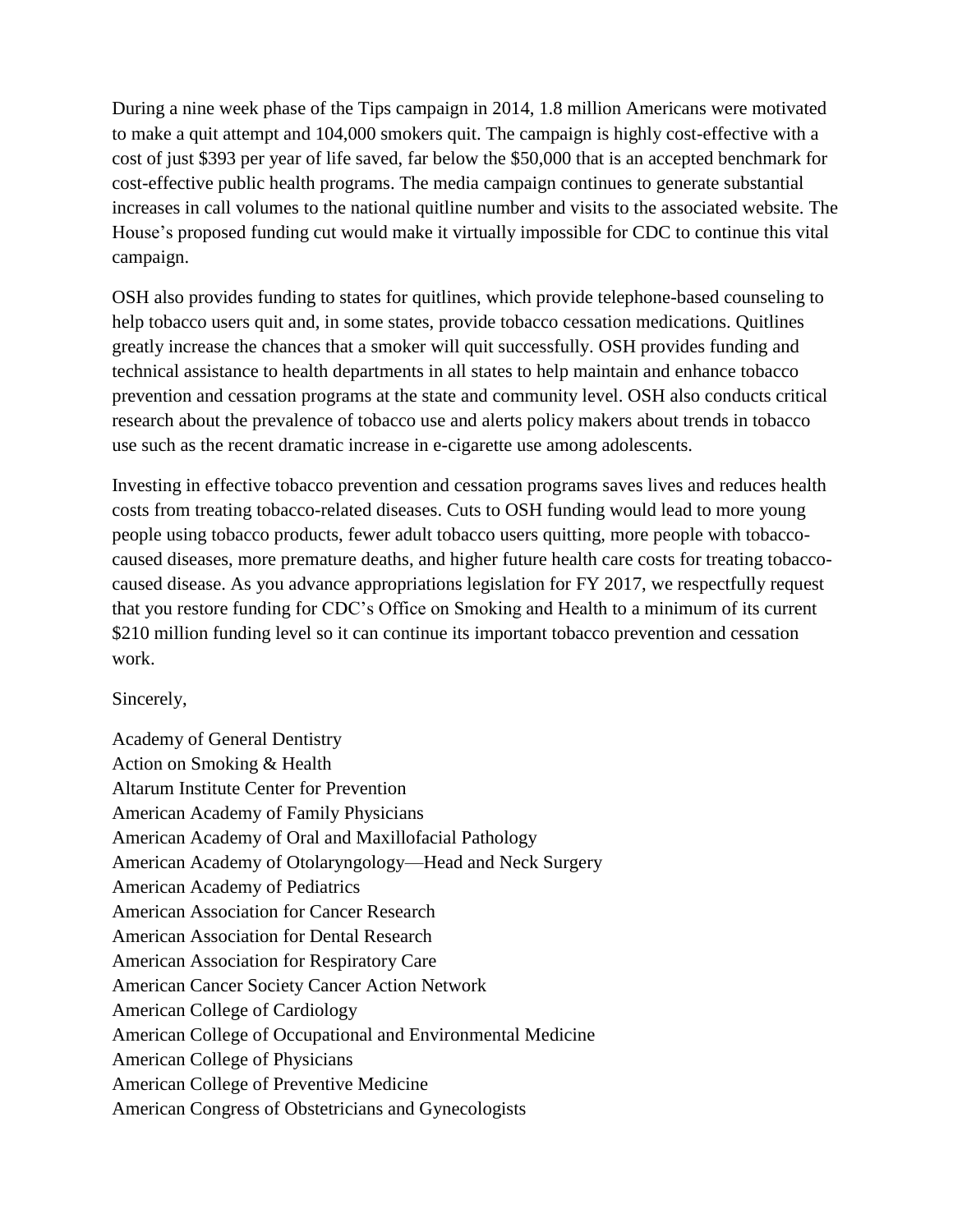During a nine week phase of the Tips campaign in 2014, 1.8 million Americans were motivated to make a quit attempt and 104,000 smokers quit. The campaign is highly cost-effective with a cost of just $393 per year of life saved, far below the $50,000 that is an accepted benchmark for cost-effective public health programs. The media campaign continues to generate substantial increases in call volumes to the national quitline number and visits to the associated website. The House's proposed funding cut would make it virtually impossible for CDC to continue this vital campaign.

OSH also provides funding to states for quitlines, which provide telephone-based counseling to help tobacco users quit and, in some states, provide tobacco cessation medications. Quitlines greatly increase the chances that a smoker will quit successfully. OSH provides funding and technical assistance to health departments in all states to help maintain and enhance tobacco prevention and cessation programs at the state and community level. OSH also conducts critical research about the prevalence of tobacco use and alerts policy makers about trends in tobacco use such as the recent dramatic increase in e-cigarette use among adolescents.

Investing in effective tobacco prevention and cessation programs saves lives and reduces health costs from treating tobacco-related diseases. Cuts to OSH funding would lead to more young people using tobacco products, fewer adult tobacco users quitting, more people with tobacco-caused diseases, more premature deaths, and higher future health care costs for treating tobacco-caused disease. As you advance appropriations legislation for FY 2017, we respectfully request that you restore funding for CDC's Office on Smoking and Health to a minimum of its current $210 million funding level so it can continue its important tobacco prevention and cessation work.

Sincerely,

Academy of General Dentistry
Action on Smoking & Health
Altarum Institute Center for Prevention
American Academy of Family Physicians
American Academy of Oral and Maxillofacial Pathology
American Academy of Otolaryngology—Head and Neck Surgery
American Academy of Pediatrics
American Association for Cancer Research
American Association for Dental Research
American Association for Respiratory Care
American Cancer Society Cancer Action Network
American College of Cardiology
American College of Occupational and Environmental Medicine
American College of Physicians
American College of Preventive Medicine
American Congress of Obstetricians and Gynecologists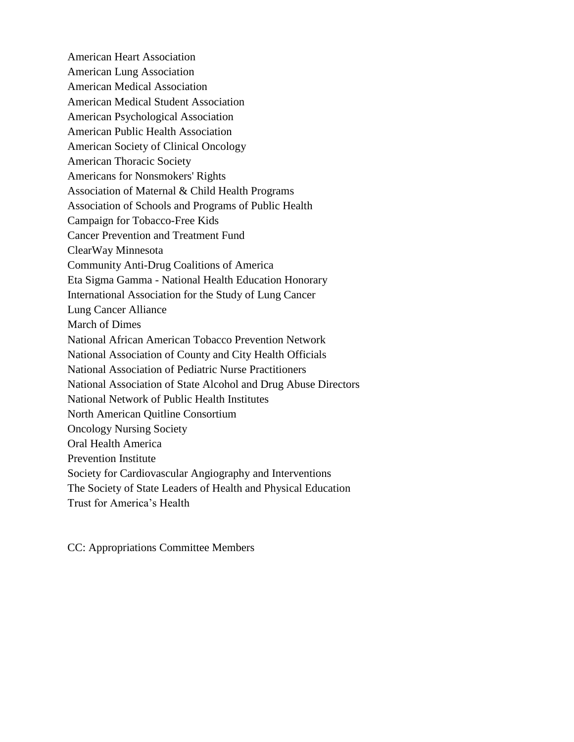American Heart Association
American Lung Association
American Medical Association
American Medical Student Association
American Psychological Association
American Public Health Association
American Society of Clinical Oncology
American Thoracic Society
Americans for Nonsmokers' Rights
Association of Maternal & Child Health Programs
Association of Schools and Programs of Public Health
Campaign for Tobacco-Free Kids
Cancer Prevention and Treatment Fund
ClearWay Minnesota
Community Anti-Drug Coalitions of America
Eta Sigma Gamma - National Health Education Honorary
International Association for the Study of Lung Cancer
Lung Cancer Alliance
March of Dimes
National African American Tobacco Prevention Network
National Association of County and City Health Officials
National Association of Pediatric Nurse Practitioners
National Association of State Alcohol and Drug Abuse Directors
National Network of Public Health Institutes
North American Quitline Consortium
Oncology Nursing Society
Oral Health America
Prevention Institute
Society for Cardiovascular Angiography and Interventions
The Society of State Leaders of Health and Physical Education
Trust for America's Health

CC: Appropriations Committee Members